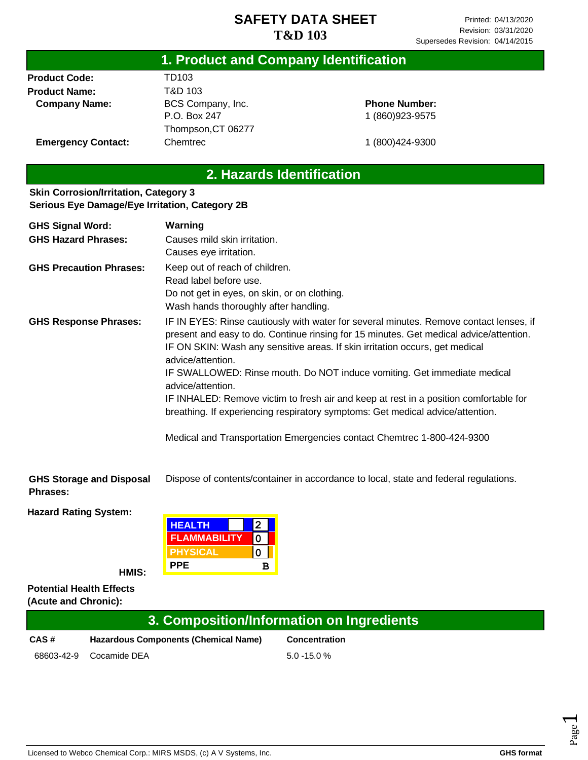# SAFETY DATA SHEET

**T&D 103**

Printed: 04/13/2020
Revision: 03/31/2020
Supersedes Revision: 04/14/2015

## 1. Product and Company Identification

**Product Code:** TD103

**Product Name:** T&D 103

**Company Name:** BCS Company, Inc.
P.O. Box 247
Thompson,CT 06277

**Phone Number:** 1 (860)923-9575

**Emergency Contact:** Chemtrec 1 (800)424-9300

## 2. Hazards Identification

**Skin Corrosion/Irritation, Category 3**
**Serious Eye Damage/Eye Irritation, Category 2B**

**GHS Signal Word:** **Warning**

**GHS Hazard Phrases:**
Causes mild skin irritation.
Causes eye irritation.

**GHS Precaution Phrases:**
Keep out of reach of children.
Read label before use.
Do not get in eyes, on skin, or on clothing.
Wash hands thoroughly after handling.

**GHS Response Phrases:**
IF IN EYES: Rinse cautiously with water for several minutes. Remove contact lenses, if present and easy to do. Continue rinsing for 15 minutes. Get medical advice/attention.
IF ON SKIN: Wash any sensitive areas. If skin irritation occurs, get medical advice/attention.
IF SWALLOWED: Rinse mouth. Do NOT induce vomiting. Get immediate medical advice/attention.
IF INHALED: Remove victim to fresh air and keep at rest in a position comfortable for breathing. If experiencing respiratory symptoms: Get medical advice/attention.

Medical and Transportation Emergencies contact Chemtrec 1-800-424-9300

**GHS Storage and Disposal Phrases:** Dispose of contents/container in accordance to local, state and federal regulations.

**Hazard Rating System:**

**HMIS:**

| | |
|---|---|
| HEALTH | 2 |
| FLAMMABILITY | 0 |
| PHYSICAL | 0 |
| PPE | B |

**Potential Health Effects (Acute and Chronic):**

## 3. Composition/Information on Ingredients

| CAS # | Hazardous Components (Chemical Name) | Concentration |
|---|---|---|
| 68603-42-9 | Cocamide DEA | 5.0 -15.0 % |

Licensed to Webco Chemical Corp.: MIRS MSDS, (c) A V Systems, Inc. **GHS format**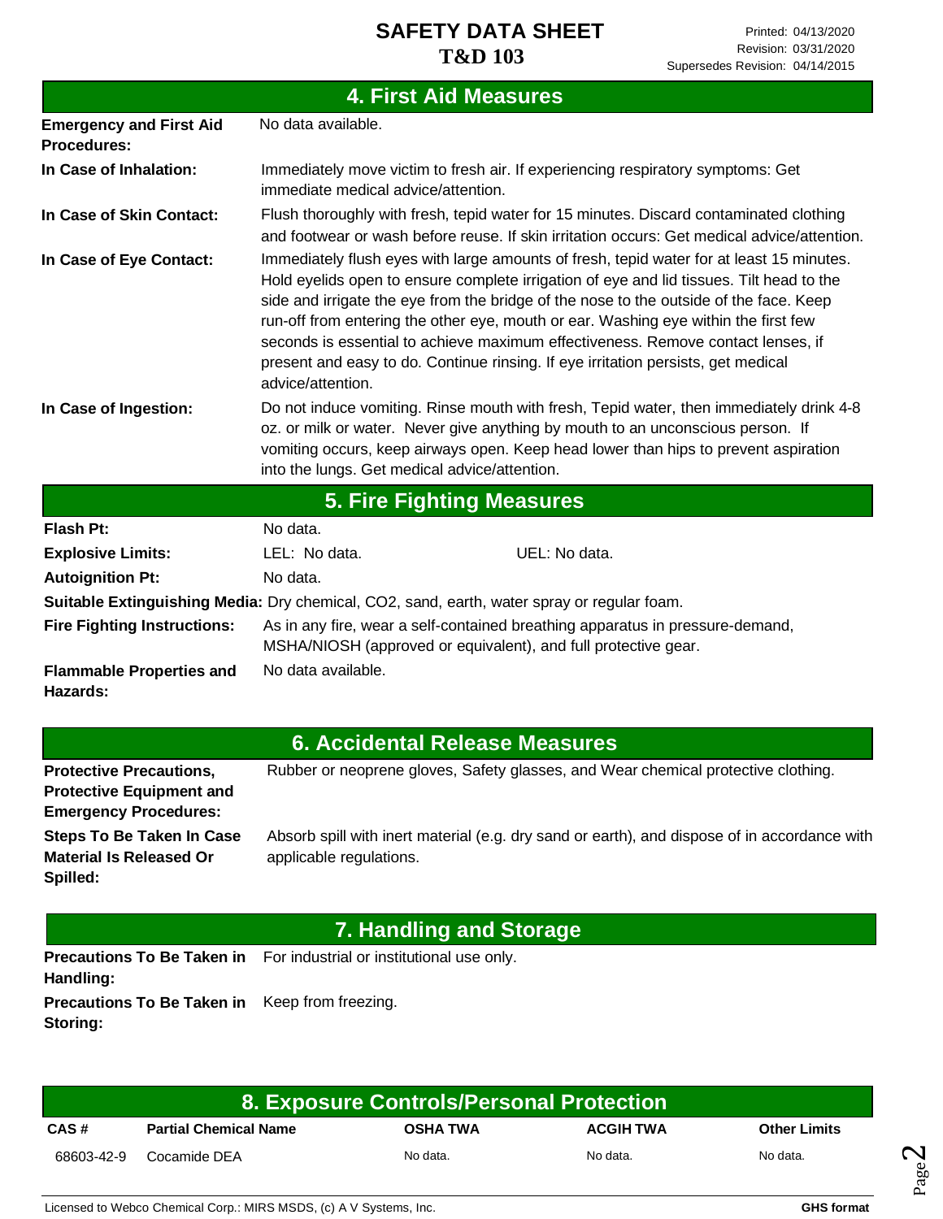## 4. First Aid Measures

**Emergency and First Aid Procedures:** No data available.

**In Case of Inhalation:** Immediately move victim to fresh air. If experiencing respiratory symptoms: Get immediate medical advice/attention.

**In Case of Skin Contact:** Flush thoroughly with fresh, tepid water for 15 minutes. Discard contaminated clothing and footwear or wash before reuse. If skin irritation occurs: Get medical advice/attention.

**In Case of Eye Contact:** Immediately flush eyes with large amounts of fresh, tepid water for at least 15 minutes. Hold eyelids open to ensure complete irrigation of eye and lid tissues. Tilt head to the side and irrigate the eye from the bridge of the nose to the outside of the face. Keep run-off from entering the other eye, mouth or ear. Washing eye within the first few seconds is essential to achieve maximum effectiveness. Remove contact lenses, if present and easy to do. Continue rinsing. If eye irritation persists, get medical advice/attention.

**In Case of Ingestion:** Do not induce vomiting. Rinse mouth with fresh, Tepid water, then immediately drink 4-8 oz. or milk or water. Never give anything by mouth to an unconscious person. If vomiting occurs, keep airways open. Keep head lower than hips to prevent aspiration into the lungs. Get medical advice/attention.

## 5. Fire Fighting Measures

**Flash Pt:** No data.

**Explosive Limits:** LEL: No data. UEL: No data.

**Autoignition Pt:** No data.

**Suitable Extinguishing Media:** Dry chemical, CO2, sand, earth, water spray or regular foam.

**Fire Fighting Instructions:** As in any fire, wear a self-contained breathing apparatus in pressure-demand, MSHA/NIOSH (approved or equivalent), and full protective gear.

**Flammable Properties and Hazards:** No data available.

## 6. Accidental Release Measures

**Protective Precautions, Protective Equipment and Emergency Procedures:** Rubber or neoprene gloves, Safety glasses, and Wear chemical protective clothing.

**Steps To Be Taken In Case Material Is Released Or Spilled:** Absorb spill with inert material (e.g. dry sand or earth), and dispose of in accordance with applicable regulations.

## 7. Handling and Storage

**Precautions To Be Taken in Handling:** For industrial or institutional use only.

**Precautions To Be Taken in Storing:** Keep from freezing.

## 8. Exposure Controls/Personal Protection

| CAS # | Partial Chemical Name | OSHA TWA | ACGIH TWA | Other Limits |
|---|---|---|---|---|
| 68603-42-9 | Cocamide DEA | No data. | No data. | No data. |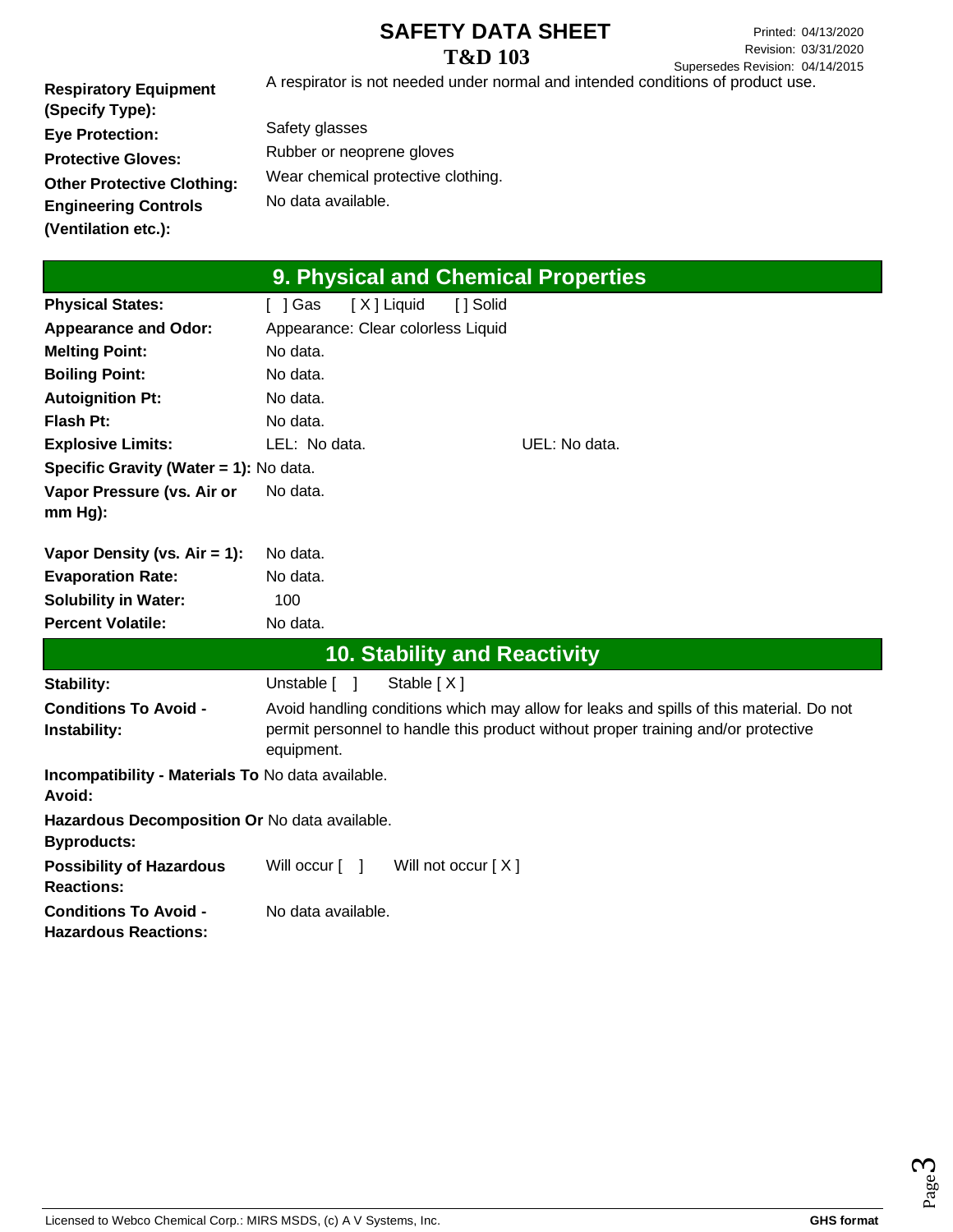**Respiratory Equipment (Specify Type):** A respirator is not needed under normal and intended conditions of product use.

**Eye Protection:** Safety glasses

**Protective Gloves:** Rubber or neoprene gloves

**Other Protective Clothing:** Wear chemical protective clothing.

**Engineering Controls (Ventilation etc.):** No data available.

## 9. Physical and Chemical Properties

**Physical States:** [ ] Gas [ X ] Liquid [ ] Solid

**Appearance and Odor:** Appearance: Clear colorless Liquid

**Melting Point:** No data.

**Boiling Point:** No data.

**Autoignition Pt:** No data.

**Flash Pt:** No data.

**Explosive Limits:** LEL: No data. UEL: No data.

**Specific Gravity (Water = 1):** No data.

**Vapor Pressure (vs. Air or mm Hg):** No data.

**Vapor Density (vs. Air = 1):** No data.

**Evaporation Rate:** No data.

**Solubility in Water:** 100

**Percent Volatile:** No data.

## 10. Stability and Reactivity

**Stability:** Unstable [ ] Stable [ X ]

**Conditions To Avoid - Instability:** Avoid handling conditions which may allow for leaks and spills of this material. Do not permit personnel to handle this product without proper training and/or protective equipment.

**Incompatibility - Materials To Avoid:** No data available.

**Hazardous Decomposition Or Byproducts:** No data available.

**Possibility of Hazardous Reactions:** Will occur [ ] Will not occur [ X ]

**Conditions To Avoid - Hazardous Reactions:** No data available.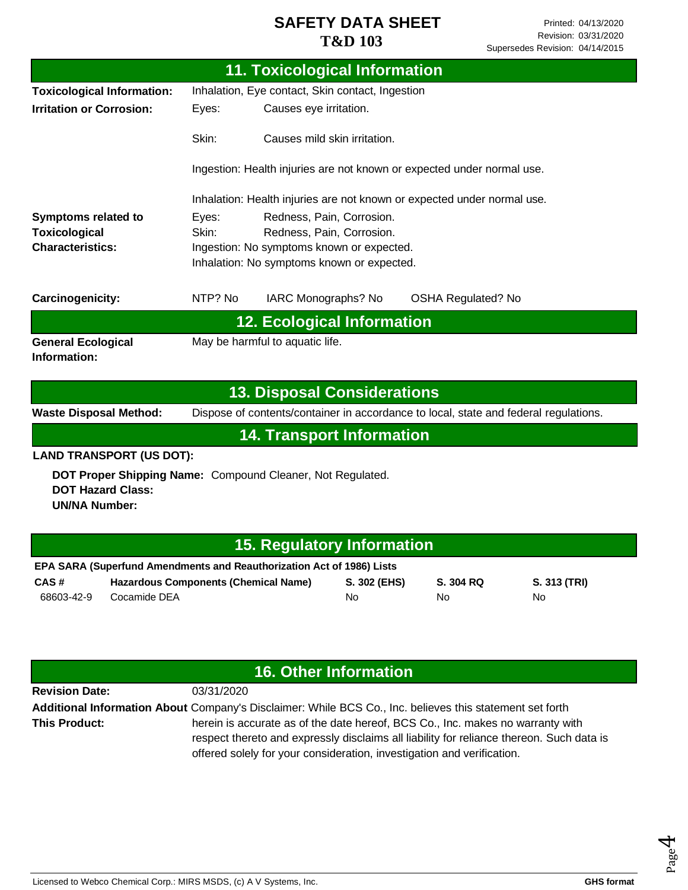## 11. Toxicological Information

| | | |
|---|---|---|
| **Toxicological Information:** | Inhalation, Eye contact, Skin contact, Ingestion | |
| **Irritation or Corrosion:** | Eyes: | Causes eye irritation. |
| | Skin: | Causes mild skin irritation. |
| | Ingestion: Health injuries are not known or expected under normal use. | |
| | Inhalation: Health injuries are not known or expected under normal use. | |
| **Symptoms related to Toxicological Characteristics:** | Eyes: | Redness, Pain, Corrosion. |
| | Skin: | Redness, Pain, Corrosion. |
| | Ingestion: No symptoms known or expected. | |
| | Inhalation: No symptoms known or expected. | |
| **Carcinogenicity:** | NTP? No | IARC Monographs? No OSHA Regulated? No |

## 12. Ecological Information

**General Ecological Information:** May be harmful to aquatic life.

## 13. Disposal Considerations

**Waste Disposal Method:** Dispose of contents/container in accordance to local, state and federal regulations.

## 14. Transport Information

**LAND TRANSPORT (US DOT):**

**DOT Proper Shipping Name:** Compound Cleaner, Not Regulated.
**DOT Hazard Class:**
**UN/NA Number:**

## 15. Regulatory Information

**EPA SARA (Superfund Amendments and Reauthorization Act of 1986) Lists**

| CAS # | Hazardous Components (Chemical Name) | S. 302 (EHS) | S. 304 RQ | S. 313 (TRI) |
|---|---|---|---|---|
| 68603-42-9 | Cocamide DEA | No | No | No |

## 16. Other Information

**Revision Date:** 03/31/2020

**Additional Information About This Product:** Company's Disclaimer: While BCS Co., Inc. believes this statement set forth herein is accurate as of the date hereof, BCS Co., Inc. makes no warranty with respect thereto and expressly disclaims all liability for reliance thereon. Such data is offered solely for your consideration, investigation and verification.